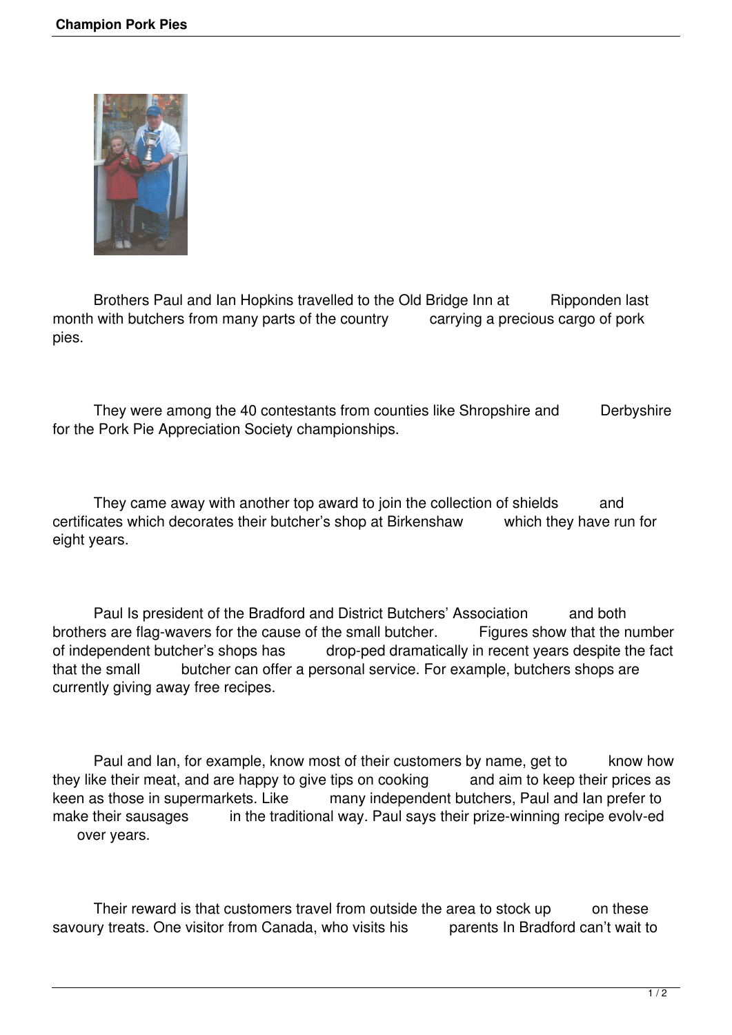Brothers Paul and Ian Hopkins travelled to the Old Bridge Inn at Ripponden last month with butchers from many parts of the country carrying a precious cargo of pork pies.

They were among the 40 contestants from counties like Shropshire and Derbyshire for the Pork Pie Appreciation Society championships.

They came away with another top award to join the collection of shields and certificates which decorates their butcher's shop at Birkenshaw which they have run for eight years.

Paul Is president of the Bradford and District Butchers' Association and both brothers are flag-wavers for the cause of the small butcher. Figures show that the number of independent butcher's shops has drop-ped dramatically in recent years despite the fact that the small butcher can offer a personal service. For example, butchers shops are currently giving away free recipes.

Paul and Ian, for example, know most of their customers by name, get to know how they like their meat, and are happy to give tips on cooking and aim to keep their prices as keen as those in supermarkets. Like many independent butchers, Paul and Ian prefer to make their sausages in the traditional way. Paul says their prize-winning recipe evolv-ed over years.

Their reward is that customers travel from outside the area to stock up on these savoury treats. One visitor from Canada, who visits his parents In Bradford can't wait to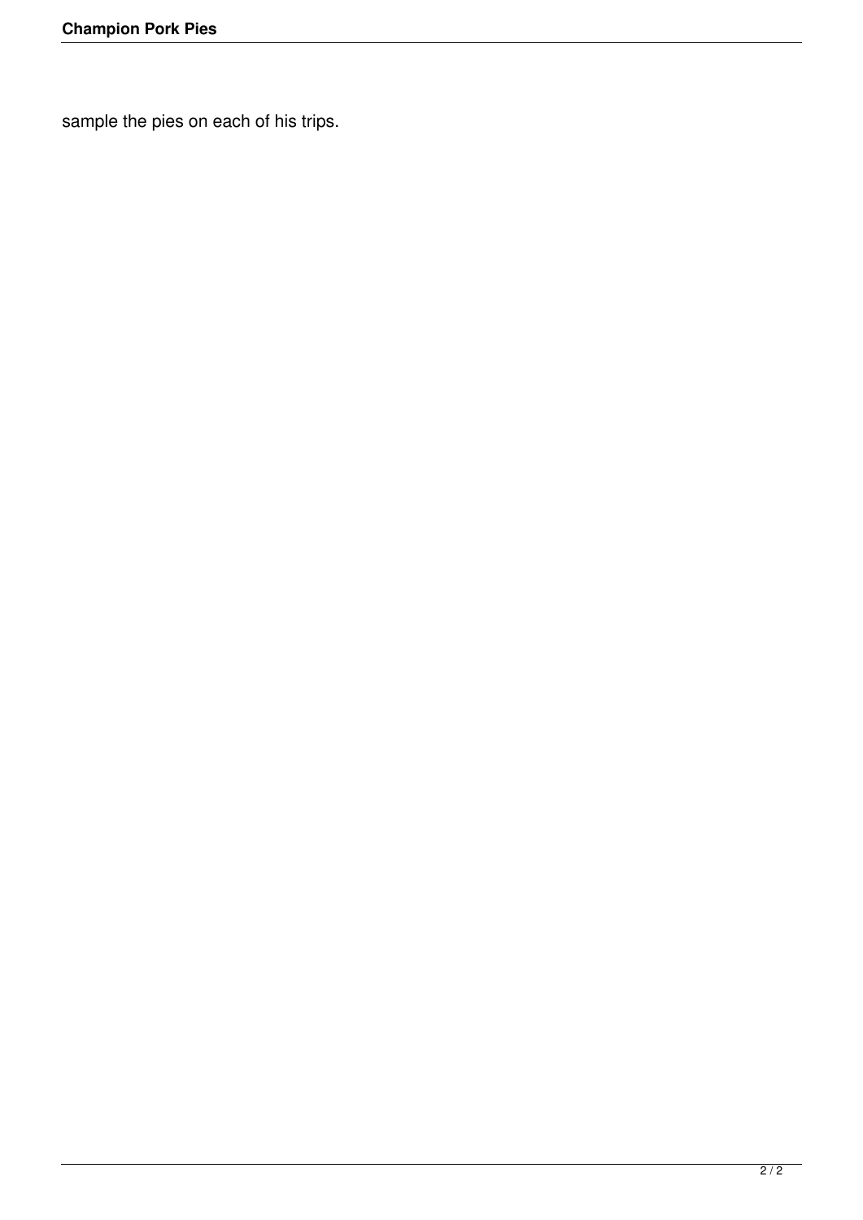sample the pies on each of his trips.